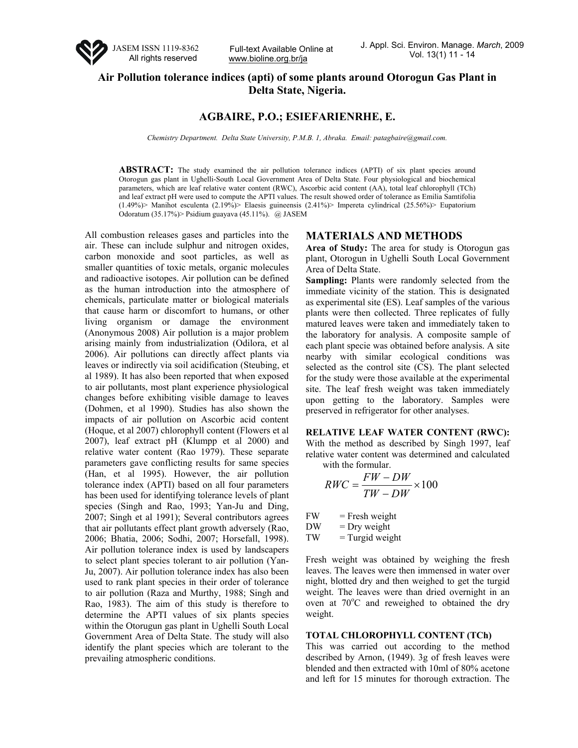# Air Pollution tolerance indices (apti) of some plants around Otorogun Gas Plant in Delta State, Nigeria.

**AGBAIRE, P.O.; ESIEFARIENRHE, E.**

*Chemistry Department. Delta State University, P.M.B. 1, Abraka. Email: patagbaire@gmail.com.*

**ABSTRACT:** The study examined the air pollution tolerance indices (APTI) of six plant species around Otorogun gas plant in Ughelli-South Local Government Area of Delta State. Four physiological and biochemical parameters, which are leaf relative water content (RWC), Ascorbic acid content (AA), total leaf chlorophyll (TCh) and leaf extract pH were used to compute the APTI values. The result showed order of tolerance as Emilia Samtifolia (1.49%)> Manihot esculenta (2.19%)> Elaesis guineensis (2.41%)> Impereta cylindrical (25.56%)> Eupatorium Odoratum (35.17%)> Psidium guayava (45.11%). @ JASEM

All combustion releases gases and particles into the air. These can include sulphur and nitrogen oxides, carbon monoxide and soot particles, as well as smaller quantities of toxic metals, organic molecules and radioactive isotopes. Air pollution can be defined as the human introduction into the atmosphere of chemicals, particulate matter or biological materials that cause harm or discomfort to humans, or other living organism or damage the environment (Anonymous 2008) Air pollution is a major problem arising mainly from industrialization (Odilora, et al 2006). Air pollutions can directly affect plants via leaves or indirectly via soil acidification (Steubing, et al 1989). It has also been reported that when exposed to air pollutants, most plant experience physiological changes before exhibiting visible damage to leaves (Dohmen, et al 1990). Studies has also shown the impacts of air pollution on Ascorbic acid content (Hoque, et al 2007) chlorophyll content (Flowers et al 2007), leaf extract pH (Klumpp et al 2000) and relative water content (Rao 1979). These separate parameters gave conflicting results for same species (Han, et al 1995). However, the air pollution tolerance index (APTI) based on all four parameters has been used for identifying tolerance levels of plant species (Singh and Rao, 1993; Yan-Ju and Ding, 2007; Singh et al 1991); Several contributors agrees that air pollutants effect plant growth adversely (Rao, 2006; Bhatia, 2006; Sodhi, 2007; Horsefall, 1998). Air pollution tolerance index is used by landscapers to select plant species tolerant to air pollution (Yan-Ju, 2007). Air pollution tolerance index has also been used to rank plant species in their order of tolerance to air pollution (Raza and Murthy, 1988; Singh and Rao, 1983). The aim of this study is therefore to determine the APTI values of six plants species within the Otorugun gas plant in Ughelli South Local Government Area of Delta State. The study will also identify the plant species which are tolerant to the prevailing atmospheric conditions.

## MATERIALS AND METHODS

**Area of Study:** The area for study is Otorogun gas plant, Otorogun in Ughelli South Local Government Area of Delta State.

**Sampling:** Plants were randomly selected from the immediate vicinity of the station. This is designated as experimental site (ES). Leaf samples of the various plants were then collected. Three replicates of fully matured leaves were taken and immediately taken to the laboratory for analysis. A composite sample of each plant specie was obtained before analysis. A site nearby with similar ecological conditions was selected as the control site (CS). The plant selected for the study were those available at the experimental site. The leaf fresh weight was taken immediately upon getting to the laboratory. Samples were preserved in refrigerator for other analyses.

### RELATIVE LEAF WATER CONTENT (RWC):

With the method as described by Singh 1997, leaf relative water content was determined and calculated with the formular.

$$RWC = \frac{FW - DW}{TW - DW} \times 100$$

FW = Fresh weight
DW = Dry weight
TW = Turgid weight

Fresh weight was obtained by weighing the fresh leaves. The leaves were then immensed in water over night, blotted dry and then weighed to get the turgid weight. The leaves were than dried overnight in an oven at 70°C and reweighed to obtained the dry weight.

### TOTAL CHLOROPHYLL CONTENT (TCh)

This was carried out according to the method described by Arnon, (1949). 3g of fresh leaves were blended and then extracted with 10ml of 80% acetone and left for 15 minutes for thorough extraction. The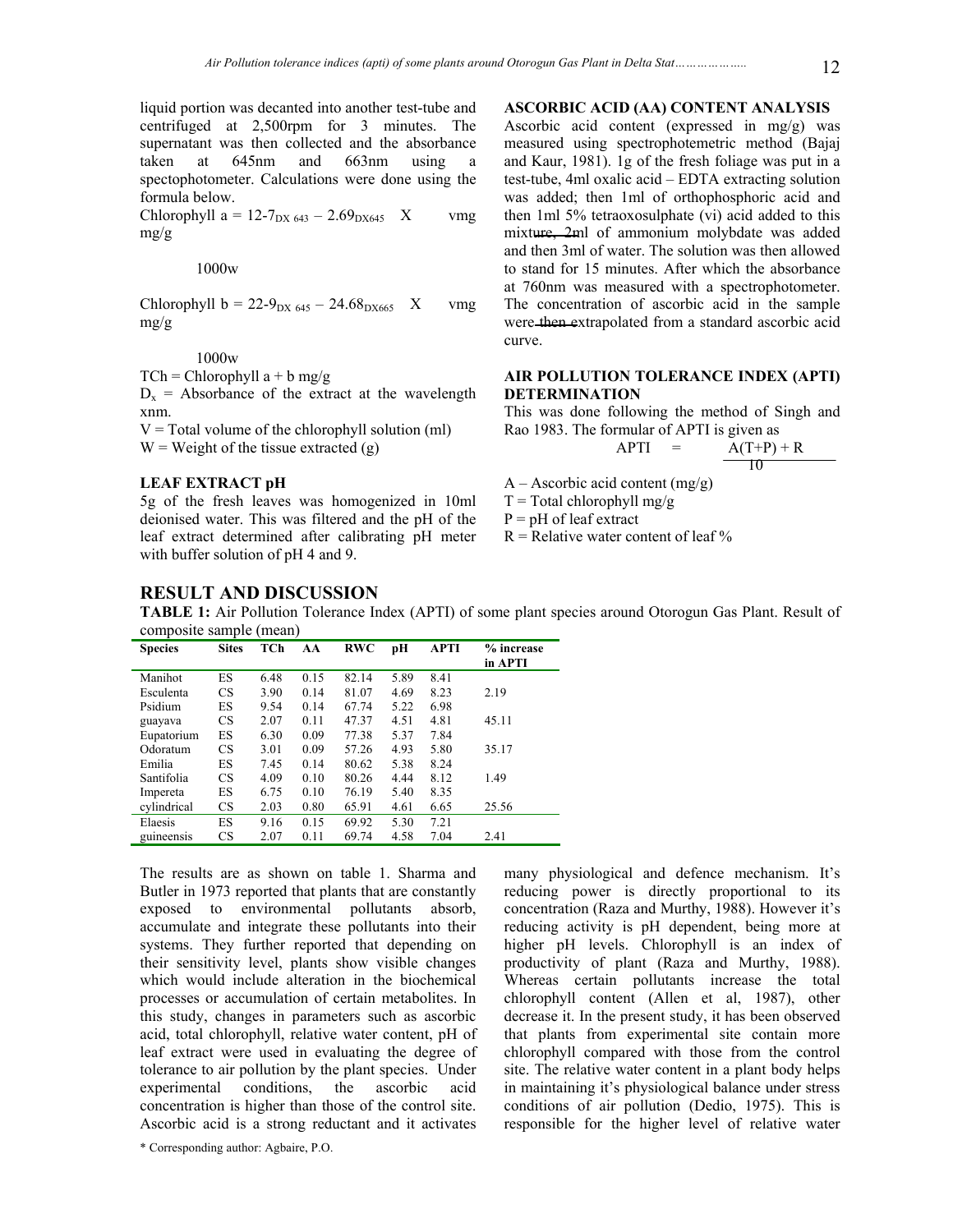liquid portion was decanted into another test-tube and centrifuged at 2,500rpm for 3 minutes. The supernatant was then collected and the absorbance taken at 645nm and 663nm using a spectophotometer. Calculations were done using the formula below.

$$\text{Chlorophyll a} = \frac{12\text{-}7_{DX\,643} - 2.69_{DX645} \quad X \quad \text{vmg}}{1000w} \text{ mg/g}$$

$$\text{Chlorophyll b} = \frac{22\text{-}9_{DX\,645} - 24.68_{DX665} \quad X \quad \text{vmg}}{1000w} \text{ mg/g}$$

TCh = Chlorophyll a + b mg/g

$D_x$ = Absorbance of the extract at the wavelength xnm.

V = Total volume of the chlorophyll solution (ml)

W = Weight of the tissue extracted (g)

### LEAF EXTRACT pH

5g of the fresh leaves was homogenized in 10ml deionised water. This was filtered and the pH of the leaf extract determined after calibrating pH meter with buffer solution of pH 4 and 9.

### ASCORBIC ACID (AA) CONTENT ANALYSIS

Ascorbic acid content (expressed in mg/g) was measured using spectrophotemetric method (Bajaj and Kaur, 1981). 1g of the fresh foliage was put in a test-tube, 4ml oxalic acid – EDTA extracting solution was added; then 1ml of orthophosphoric acid and then 1ml 5% tetraoxosulphate (vi) acid added to this mixture, 2ml of ammonium molybdate was added and then 3ml of water. The solution was then allowed to stand for 15 minutes. After which the absorbance at 760nm was measured with a spectrophotometer. The concentration of ascorbic acid in the sample were then extrapolated from a standard ascorbic acid curve.

### AIR POLLUTION TOLERANCE INDEX (APTI) DETERMINATION

This was done following the method of Singh and Rao 1983. The formular of APTI is given as

$$APTI = \frac{A(T+P) + R}{10}$$

A – Ascorbic acid content (mg/g)

T = Total chlorophyll mg/g

P = pH of leaf extract

R = Relative water content of leaf %

## RESULT AND DISCUSSION

**TABLE 1:** Air Pollution Tolerance Index (APTI) of some plant species around Otorogun Gas Plant. Result of composite sample (mean)

| Species | Sites | TCh | AA | RWC | pH | APTI | % increase in APTI |
|---|---|---|---|---|---|---|---|
| Manihot | ES | 6.48 | 0.15 | 82.14 | 5.89 | 8.41 | |
| Esculenta | CS | 3.90 | 0.14 | 81.07 | 4.69 | 8.23 | 2.19 |
| Psidium | ES | 9.54 | 0.14 | 67.74 | 5.22 | 6.98 | |
| guayava | CS | 2.07 | 0.11 | 47.37 | 4.51 | 4.81 | 45.11 |
| Eupatorium | ES | 6.30 | 0.09 | 77.38 | 5.37 | 7.84 | |
| Odoratum | CS | 3.01 | 0.09 | 57.26 | 4.93 | 5.80 | 35.17 |
| Emilia | ES | 7.45 | 0.14 | 80.62 | 5.38 | 8.24 | |
| Santifolia | CS | 4.09 | 0.10 | 80.26 | 4.44 | 8.12 | 1.49 |
| Impereta | ES | 6.75 | 0.10 | 76.19 | 5.40 | 8.35 | |
| cylindrical | CS | 2.03 | 0.80 | 65.91 | 4.61 | 6.65 | 25.56 |
| Elaesis | ES | 9.16 | 0.15 | 69.92 | 5.30 | 7.21 | |
| guineensis | CS | 2.07 | 0.11 | 69.74 | 4.58 | 7.04 | 2.41 |

The results are as shown on table 1. Sharma and Butler in 1973 reported that plants that are constantly exposed to environmental pollutants absorb, accumulate and integrate these pollutants into their systems. They further reported that depending on their sensitivity level, plants show visible changes which would include alteration in the biochemical processes or accumulation of certain metabolites. In this study, changes in parameters such as ascorbic acid, total chlorophyll, relative water content, pH of leaf extract were used in evaluating the degree of tolerance to air pollution by the plant species. Under experimental conditions, the ascorbic acid concentration is higher than those of the control site. Ascorbic acid is a strong reductant and it activates many physiological and defence mechanism. It's reducing power is directly proportional to its concentration (Raza and Murthy, 1988). However it's reducing activity is pH dependent, being more at higher pH levels. Chlorophyll is an index of productivity of plant (Raza and Murthy, 1988). Whereas certain pollutants increase the total chlorophyll content (Allen et al, 1987), other decrease it. In the present study, it has been observed that plants from experimental site contain more chlorophyll compared with those from the control site. The relative water content in a plant body helps in maintaining it's physiological balance under stress conditions of air pollution (Dedio, 1975). This is responsible for the higher level of relative water

* Corresponding author: Agbaire, P.O.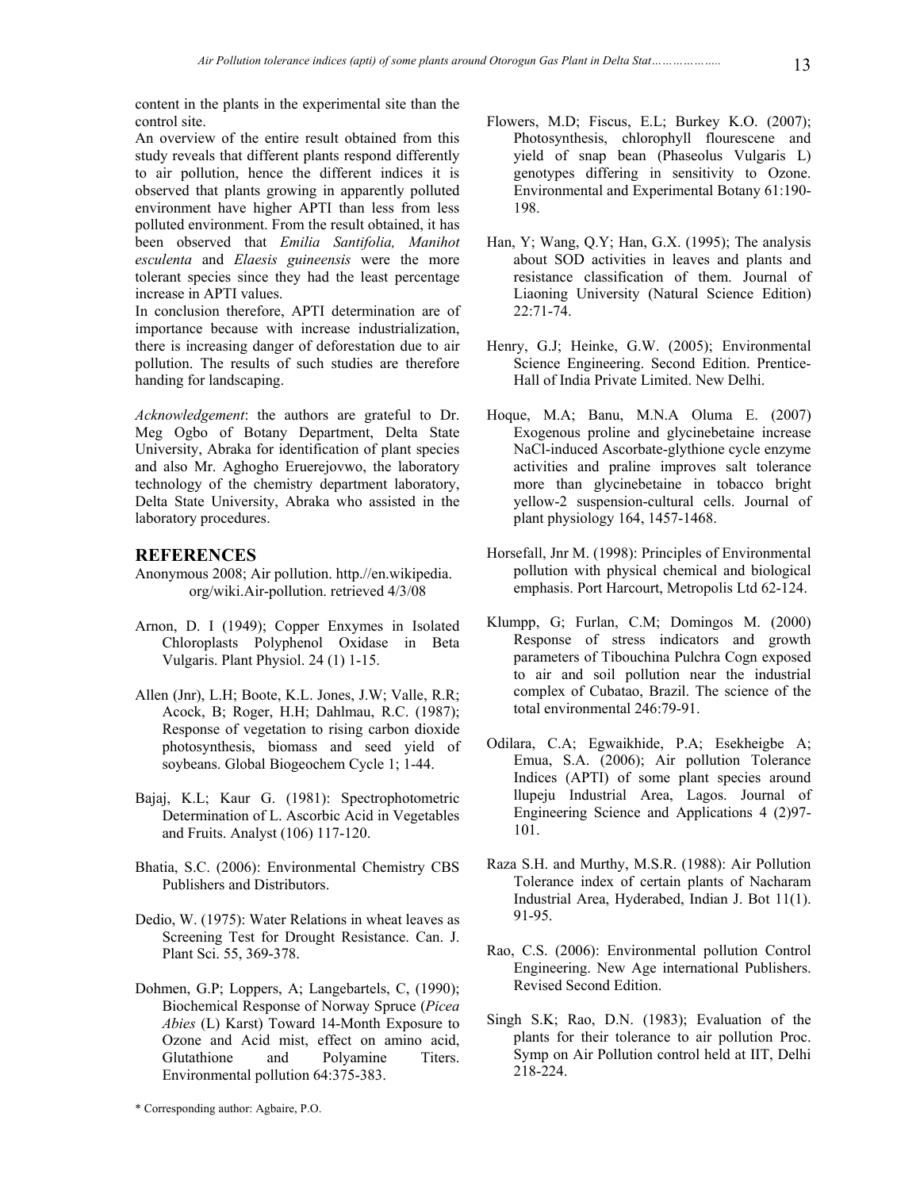content in the plants in the experimental site than the control site.

An overview of the entire result obtained from this study reveals that different plants respond differently to air pollution, hence the different indices it is observed that plants growing in apparently polluted environment have higher APTI than less from less polluted environment. From the result obtained, it has been observed that *Emilia Santifolia, Manihot esculenta* and *Elaesis guineensis* were the more tolerant species since they had the least percentage increase in APTI values.

In conclusion therefore, APTI determination are of importance because with increase industrialization, there is increasing danger of deforestation due to air pollution. The results of such studies are therefore handing for landscaping.

*Acknowledgement*: the authors are grateful to Dr. Meg Ogbo of Botany Department, Delta State University, Abraka for identification of plant species and also Mr. Aghogho Eruerejovwo, the laboratory technology of the chemistry department laboratory, Delta State University, Abraka who assisted in the laboratory procedures.

## REFERENCES

Anonymous 2008; Air pollution. http.//en.wikipedia. org/wiki.Air-pollution. retrieved 4/3/08

Arnon, D. I (1949); Copper Enxymes in Isolated Chloroplasts Polyphenol Oxidase in Beta Vulgaris. Plant Physiol. 24 (1) 1-15.

Allen (Jnr), L.H; Boote, K.L. Jones, J.W; Valle, R.R; Acock, B; Roger, H.H; Dahlmau, R.C. (1987); Response of vegetation to rising carbon dioxide photosynthesis, biomass and seed yield of soybeans. Global Biogeochem Cycle 1; 1-44.

Bajaj, K.L; Kaur G. (1981): Spectrophotometric Determination of L. Ascorbic Acid in Vegetables and Fruits. Analyst (106) 117-120.

Bhatia, S.C. (2006): Environmental Chemistry CBS Publishers and Distributors.

Dedio, W. (1975): Water Relations in wheat leaves as Screening Test for Drought Resistance. Can. J. Plant Sci. 55, 369-378.

Dohmen, G.P; Loppers, A; Langebartels, C, (1990); Biochemical Response of Norway Spruce (*Picea Abies* (L) Karst) Toward 14-Month Exposure to Ozone and Acid mist, effect on amino acid, Glutathione and Polyamine Titers. Environmental pollution 64:375-383.

Flowers, M.D; Fiscus, E.L; Burkey K.O. (2007); Photosynthesis, chlorophyll flourescene and yield of snap bean (Phaseolus Vulgaris L) genotypes differing in sensitivity to Ozone. Environmental and Experimental Botany 61:190-198.

Han, Y; Wang, Q.Y; Han, G.X. (1995); The analysis about SOD activities in leaves and plants and resistance classification of them. Journal of Liaoning University (Natural Science Edition) 22:71-74.

Henry, G.J; Heinke, G.W. (2005); Environmental Science Engineering. Second Edition. Prentice-Hall of India Private Limited. New Delhi.

Hoque, M.A; Banu, M.N.A Oluma E. (2007) Exogenous proline and glycinebetaine increase NaCl-induced Ascorbate-glythione cycle enzyme activities and praline improves salt tolerance more than glycinebetaine in tobacco bright yellow-2 suspension-cultural cells. Journal of plant physiology 164, 1457-1468.

Horsefall, Jnr M. (1998): Principles of Environmental pollution with physical chemical and biological emphasis. Port Harcourt, Metropolis Ltd 62-124.

Klumpp, G; Furlan, C.M; Domingos M. (2000) Response of stress indicators and growth parameters of Tibouchina Pulchra Cogn exposed to air and soil pollution near the industrial complex of Cubatao, Brazil. The science of the total environmental 246:79-91.

Odilara, C.A; Egwaikhide, P.A; Esekheigbe A; Emua, S.A. (2006); Air pollution Tolerance Indices (APTI) of some plant species around llupeju Industrial Area, Lagos. Journal of Engineering Science and Applications 4 (2)97-101.

Raza S.H. and Murthy, M.S.R. (1988): Air Pollution Tolerance index of certain plants of Nacharam Industrial Area, Hyderabed, Indian J. Bot 11(1). 91-95.

Rao, C.S. (2006): Environmental pollution Control Engineering. New Age international Publishers. Revised Second Edition.

Singh S.K; Rao, D.N. (1983); Evaluation of the plants for their tolerance to air pollution Proc. Symp on Air Pollution control held at IIT, Delhi 218-224.

\* Corresponding author: Agbaire, P.O.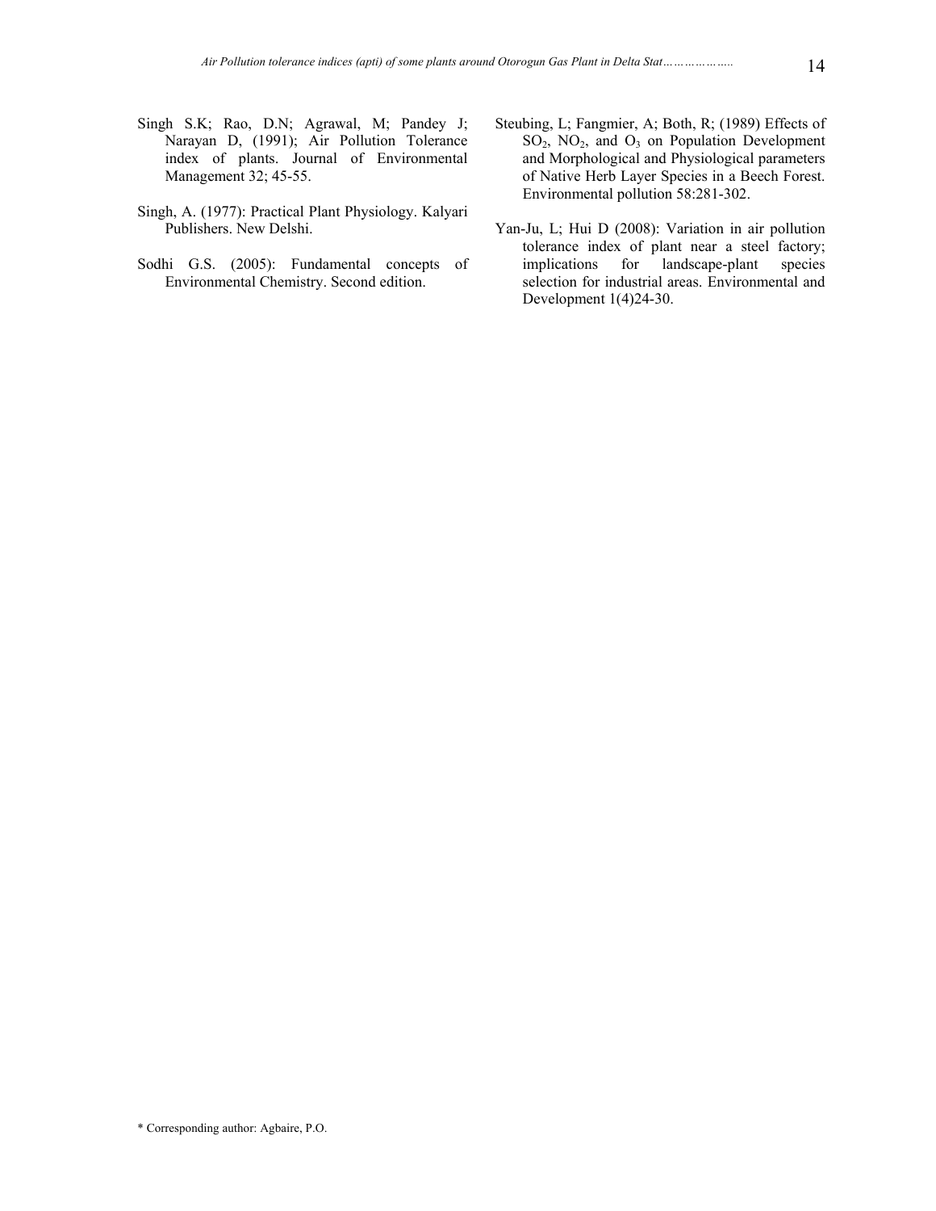Singh S.K; Rao, D.N; Agrawal, M; Pandey J; Narayan D, (1991); Air Pollution Tolerance index of plants. Journal of Environmental Management 32; 45-55.

Singh, A. (1977): Practical Plant Physiology. Kalyari Publishers. New Delshi.

Sodhi G.S. (2005): Fundamental concepts of Environmental Chemistry. Second edition.

Steubing, L; Fangmier, A; Both, R; (1989) Effects of $SO_2$, $NO_2$, and $O_3$ on Population Development and Morphological and Physiological parameters of Native Herb Layer Species in a Beech Forest. Environmental pollution 58:281-302.

Yan-Ju, L; Hui D (2008): Variation in air pollution tolerance index of plant near a steel factory; implications for landscape-plant species selection for industrial areas. Environmental and Development 1(4)24-30.

* Corresponding author: Agbaire, P.O.